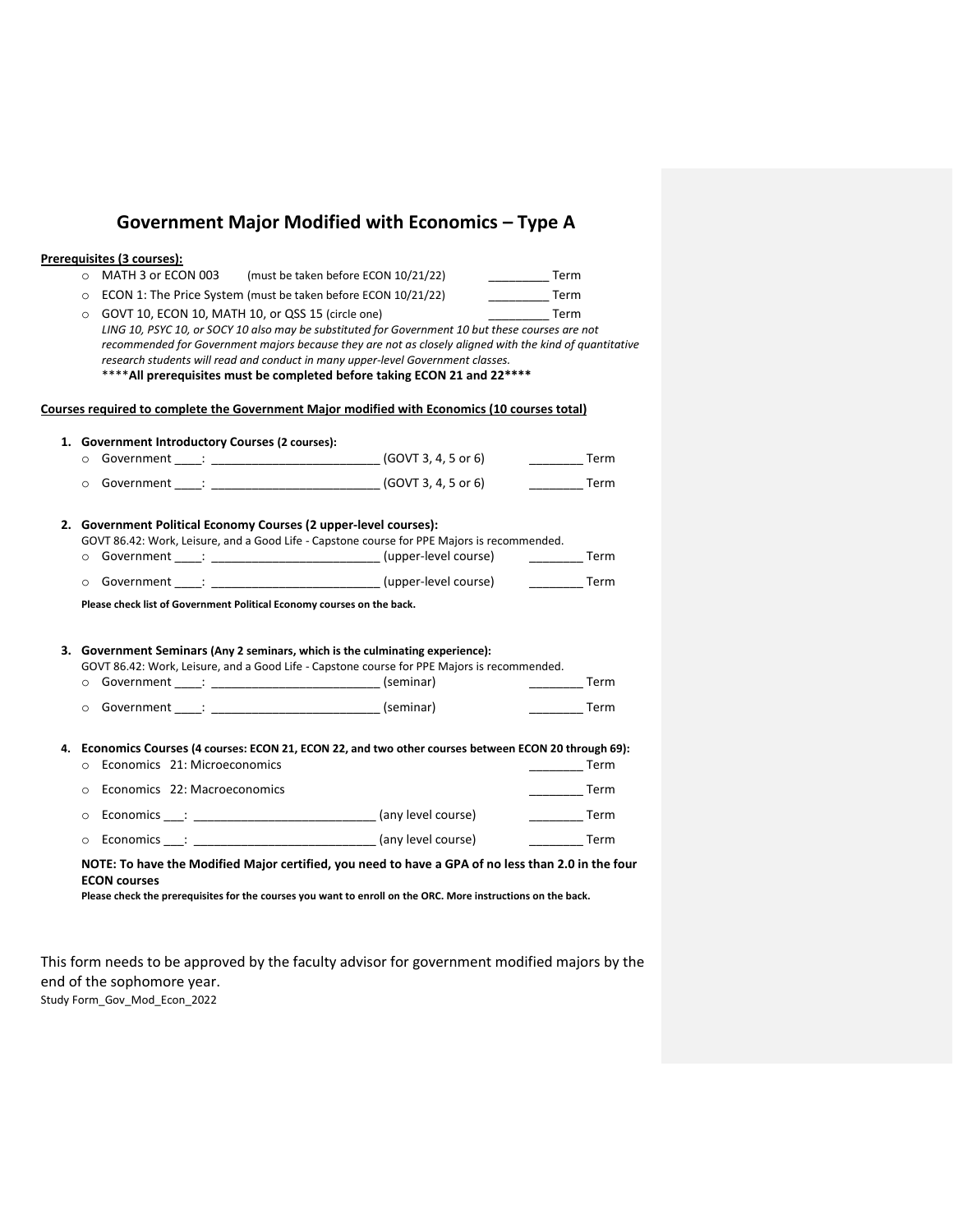# Government Major Modified with Economics – Type A

**Prerequisites (3 courses):**

- MATH 3 or ECON 003 (must be taken before ECON 10/21/22) _________ Term
- ECON 1: The Price System (must be taken before ECON 10/21/22) _________ Term
- GOVT 10, ECON 10, MATH 10, or QSS 15 (circle one) _________ Term

  *LING 10, PSYC 10, or SOCY 10 also may be substituted for Government 10 but these courses are not recommended for Government majors because they are not as closely aligned with the kind of quantitative research students will read and conduct in many upper-level Government classes.*

  ****All prerequisites must be completed before taking ECON 21 and 22****

**Courses required to complete the Government Major modified with Economics (10 courses total)**

1. **Government Introductory Courses (2 courses):**
   - Government ____: _________________________ (GOVT 3, 4, 5 or 6) ________ Term
   - Government ____: _________________________ (GOVT 3, 4, 5 or 6) ________ Term

2. **Government Political Economy Courses (2 upper-level courses):**

   GOVT 86.42: Work, Leisure, and a Good Life - Capstone course for PPE Majors is recommended.
   - Government ____: _________________________ (upper-level course) ________ Term
   - Government ____: _________________________ (upper-level course) ________ Term

   **Please check list of Government Political Economy courses on the back.**

3. **Government Seminars (Any 2 seminars, which is the culminating experience):**

   GOVT 86.42: Work, Leisure, and a Good Life - Capstone course for PPE Majors is recommended.
   - Government ____: _________________________ (seminar) ________ Term
   - Government ____: _________________________ (seminar) ________ Term

4. **Economics Courses (4 courses: ECON 21, ECON 22, and two other courses between ECON 20 through 69):**
   - Economics 21: Microeconomics ________ Term
   - Economics 22: Macroeconomics ________ Term
   - Economics ___: ___________________________ (any level course) ________ Term
   - Economics ___: ___________________________ (any level course) ________ Term

   **NOTE: To have the Modified Major certified, you need to have a GPA of no less than 2.0 in the four ECON courses**

   **Please check the prerequisites for the courses you want to enroll on the ORC. More instructions on the back.**

This form needs to be approved by the faculty advisor for government modified majors by the end of the sophomore year.

Study Form_Gov_Mod_Econ_2022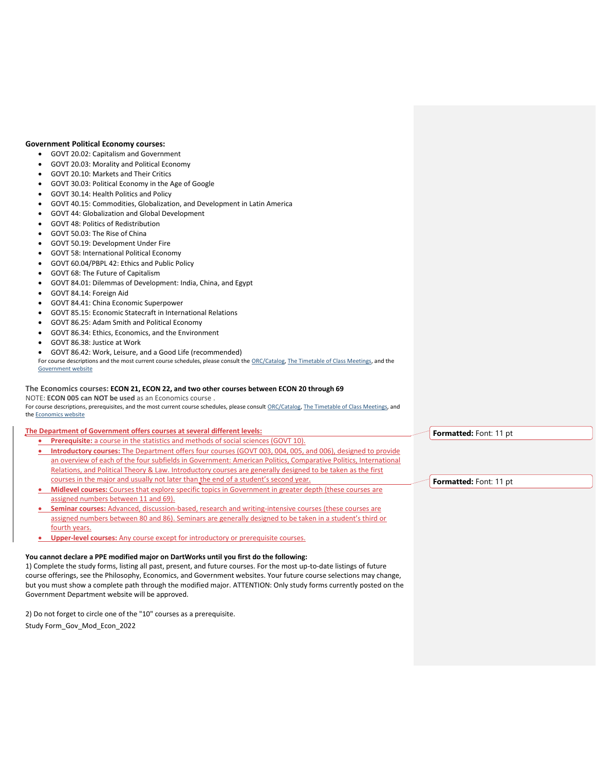**Government Political Economy courses:**

- GOVT 20.02: Capitalism and Government
- GOVT 20.03: Morality and Political Economy
- GOVT 20.10: Markets and Their Critics
- GOVT 30.03: Political Economy in the Age of Google
- GOVT 30.14: Health Politics and Policy
- GOVT 40.15: Commodities, Globalization, and Development in Latin America
- GOVT 44: Globalization and Global Development
- GOVT 48: Politics of Redistribution
- GOVT 50.03: The Rise of China
- GOVT 50.19: Development Under Fire
- GOVT 58: International Political Economy
- GOVT 60.04/PBPL 42: Ethics and Public Policy
- GOVT 68: The Future of Capitalism
- GOVT 84.01: Dilemmas of Development: India, China, and Egypt
- GOVT 84.14: Foreign Aid
- GOVT 84.41: China Economic Superpower
- GOVT 85.15: Economic Statecraft in International Relations
- GOVT 86.25: Adam Smith and Political Economy
- GOVT 86.34: Ethics, Economics, and the Environment
- GOVT 86.38: Justice at Work
- GOVT 86.42: Work, Leisure, and a Good Life (recommended)

For course descriptions and the most current course schedules, please consult the ORC/Catalog, The Timetable of Class Meetings, and the Government website

**The Economics courses: ECON 21, ECON 22, and two other courses between ECON 20 through 69**

NOTE: **ECON 005 can NOT be used** as an Economics course .

For course descriptions, prerequisites, and the most current course schedules, please consult ORC/Catalog, The Timetable of Class Meetings, and the Economics website

**The Department of Government offers courses at several different levels:**

- **Prerequisite:** a course in the statistics and methods of social sciences (GOVT 10).
- **Introductory courses:** The Department offers four courses (GOVT 003, 004, 005, and 006), designed to provide an overview of each of the four subfields in Government: American Politics, Comparative Politics, International Relations, and Political Theory & Law. Introductory courses are generally designed to be taken as the first courses in the major and usually not later than the end of a student's second year.
- **Midlevel courses:** Courses that explore specific topics in Government in greater depth (these courses are assigned numbers between 11 and 69).
- **Seminar courses:** Advanced, discussion-based, research and writing-intensive courses (these courses are assigned numbers between 80 and 86). Seminars are generally designed to be taken in a student's third or fourth years.
- **Upper-level courses:** Any course except for introductory or prerequisite courses.

**You cannot declare a PPE modified major on DartWorks until you first do the following:**

1) Complete the study forms, listing all past, present, and future courses. For the most up-to-date listings of future course offerings, see the Philosophy, Economics, and Government websites. Your future course selections may change, but you must show a complete path through the modified major. ATTENTION: Only study forms currently posted on the Government Department website will be approved.

2) Do not forget to circle one of the "10" courses as a prerequisite.

Study Form_Gov_Mod_Econ_2022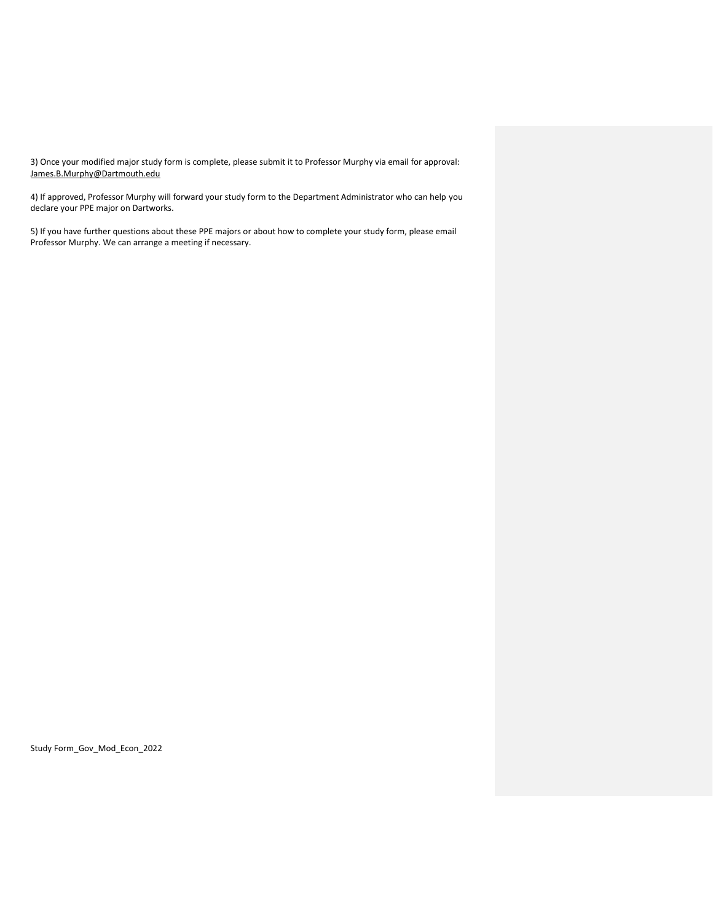3) Once your modified major study form is complete, please submit it to Professor Murphy via email for approval: James.B.Murphy@Dartmouth.edu

4) If approved, Professor Murphy will forward your study form to the Department Administrator who can help you declare your PPE major on Dartworks.

5) If you have further questions about these PPE majors or about how to complete your study form, please email Professor Murphy. We can arrange a meeting if necessary.